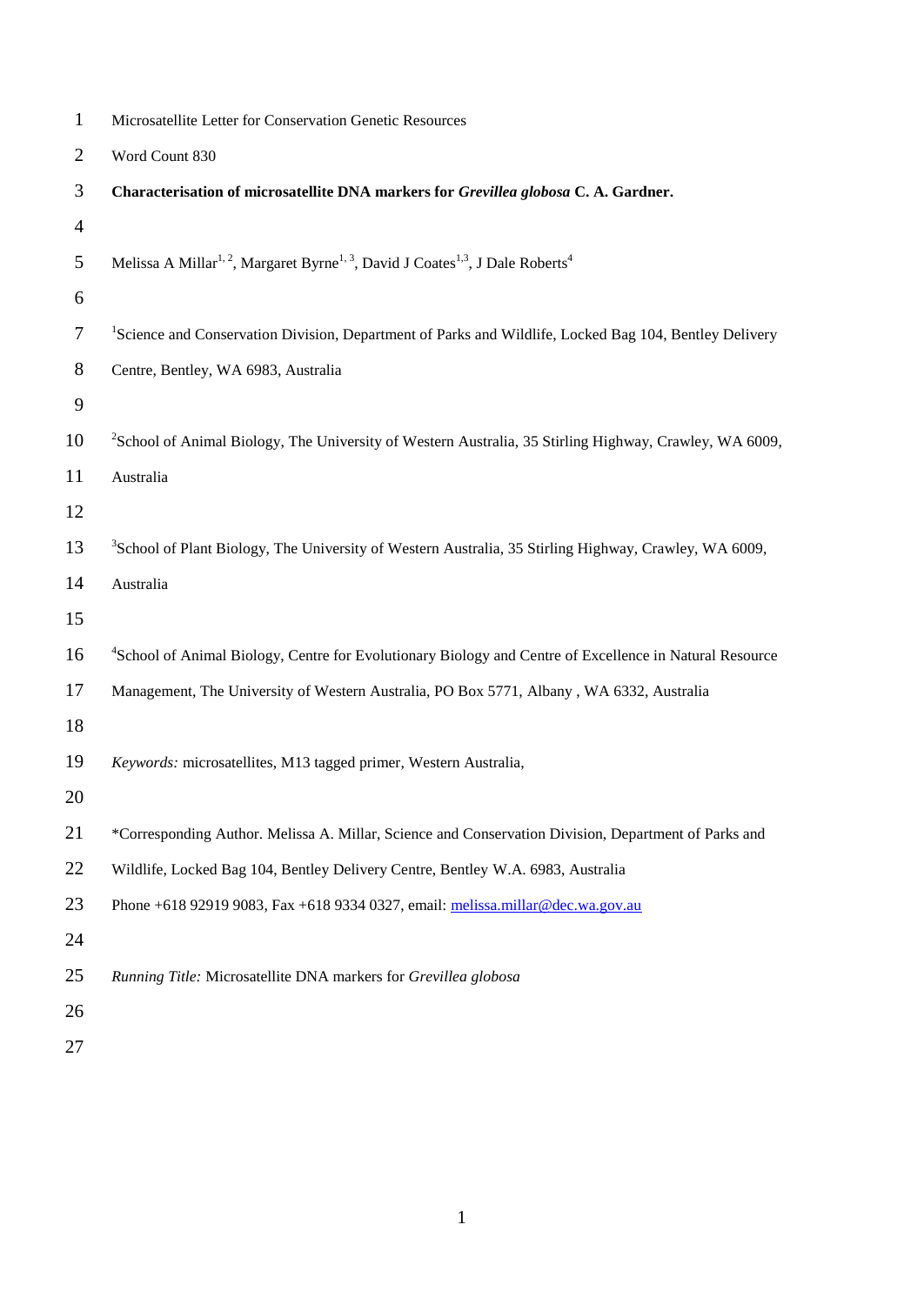Microsatellite Letter for Conservation Genetic Resources

Word Count 830

**Characterisation of microsatellite DNA markers for *Grevillea globosa* C. A. Gardner.**

Melissa A Millar[1, 2], Margaret Byrne[1, 3], David J Coates[1,3], J Dale Roberts[4]

[1]Science and Conservation Division, Department of Parks and Wildlife, Locked Bag 104, Bentley Delivery Centre, Bentley, WA 6983, Australia

[2]School of Animal Biology, The University of Western Australia, 35 Stirling Highway, Crawley, WA 6009, Australia

[3]School of Plant Biology, The University of Western Australia, 35 Stirling Highway, Crawley, WA 6009, Australia

[4]School of Animal Biology, Centre for Evolutionary Biology and Centre of Excellence in Natural Resource Management, The University of Western Australia, PO Box 5771, Albany , WA 6332, Australia

*Keywords:* microsatellites, M13 tagged primer, Western Australia,

*Corresponding Author. Melissa A. Millar, Science and Conservation Division, Department of Parks and Wildlife, Locked Bag 104, Bentley Delivery Centre, Bentley W.A. 6983, Australia

Phone +618 92919 9083, Fax +618 9334 0327, email: melissa.millar@dec.wa.gov.au

*Running Title:* Microsatellite DNA markers for *Grevillea globosa*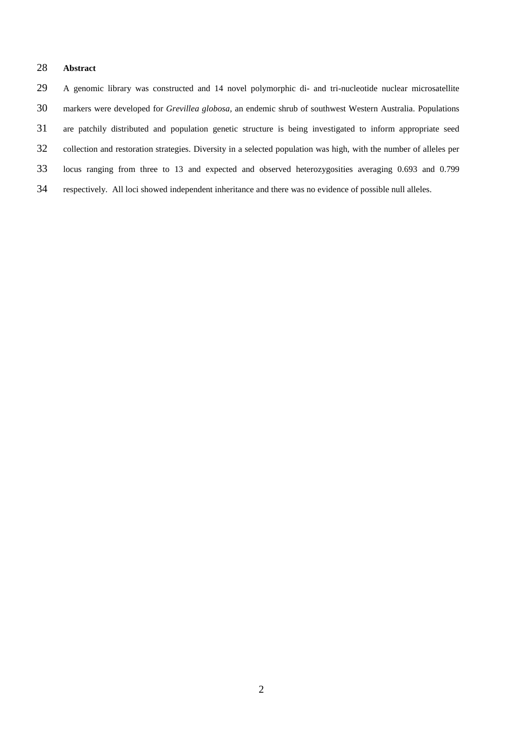**Abstract**

A genomic library was constructed and 14 novel polymorphic di- and tri-nucleotide nuclear microsatellite markers were developed for *Grevillea globosa*, an endemic shrub of southwest Western Australia. Populations are patchily distributed and population genetic structure is being investigated to inform appropriate seed collection and restoration strategies. Diversity in a selected population was high, with the number of alleles per locus ranging from three to 13 and expected and observed heterozygosities averaging 0.693 and 0.799 respectively. All loci showed independent inheritance and there was no evidence of possible null alleles.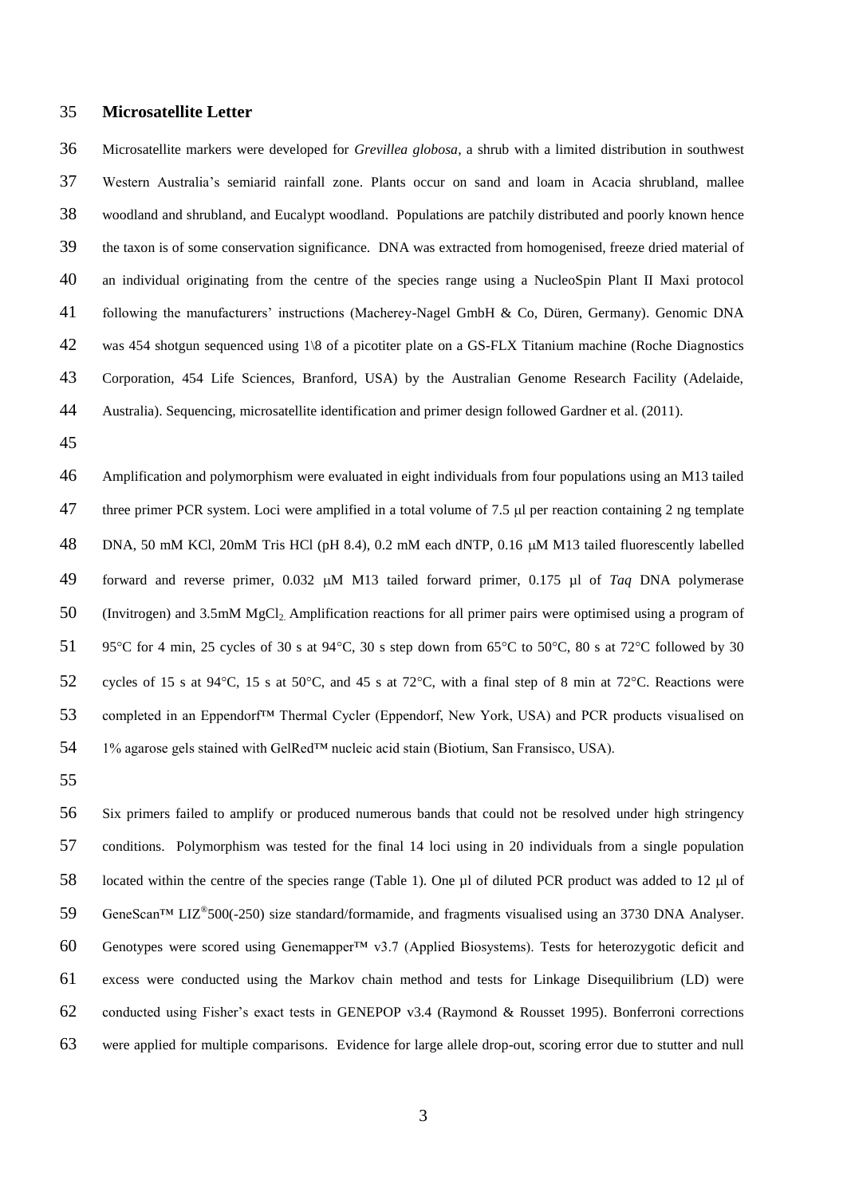## Microsatellite Letter

Microsatellite markers were developed for *Grevillea globosa*, a shrub with a limited distribution in southwest Western Australia's semiarid rainfall zone. Plants occur on sand and loam in Acacia shrubland, mallee woodland and shrubland, and Eucalypt woodland. Populations are patchily distributed and poorly known hence the taxon is of some conservation significance. DNA was extracted from homogenised, freeze dried material of an individual originating from the centre of the species range using a NucleoSpin Plant II Maxi protocol following the manufacturers' instructions (Macherey-Nagel GmbH & Co, Düren, Germany). Genomic DNA was 454 shotgun sequenced using 1\8 of a picotiter plate on a GS-FLX Titanium machine (Roche Diagnostics Corporation, 454 Life Sciences, Branford, USA) by the Australian Genome Research Facility (Adelaide, Australia). Sequencing, microsatellite identification and primer design followed Gardner et al. (2011).

Amplification and polymorphism were evaluated in eight individuals from four populations using an M13 tailed three primer PCR system. Loci were amplified in a total volume of 7.5 μl per reaction containing 2 ng template DNA, 50 mM KCl, 20mM Tris HCl (pH 8.4), 0.2 mM each dNTP, 0.16 μM M13 tailed fluorescently labelled forward and reverse primer, 0.032 μM M13 tailed forward primer, 0.175 μl of *Taq* DNA polymerase (Invitrogen) and 3.5mM $MgCl_2$. Amplification reactions for all primer pairs were optimised using a program of 95°C for 4 min, 25 cycles of 30 s at 94°C, 30 s step down from 65°C to 50°C, 80 s at 72°C followed by 30 cycles of 15 s at 94°C, 15 s at 50°C, and 45 s at 72°C, with a final step of 8 min at 72°C. Reactions were completed in an Eppendorf™ Thermal Cycler (Eppendorf, New York, USA) and PCR products visualised on 1% agarose gels stained with GelRed™ nucleic acid stain (Biotium, San Fransisco, USA).

Six primers failed to amplify or produced numerous bands that could not be resolved under high stringency conditions. Polymorphism was tested for the final 14 loci using in 20 individuals from a single population located within the centre of the species range (Table 1). One μl of diluted PCR product was added to 12 μl of GeneScan™ LIZ®500(-250) size standard/formamide, and fragments visualised using an 3730 DNA Analyser. Genotypes were scored using Genemapper™ v3.7 (Applied Biosystems). Tests for heterozygotic deficit and excess were conducted using the Markov chain method and tests for Linkage Disequilibrium (LD) were conducted using Fisher's exact tests in GENEPOP v3.4 (Raymond & Rousset 1995). Bonferroni corrections were applied for multiple comparisons. Evidence for large allele drop-out, scoring error due to stutter and null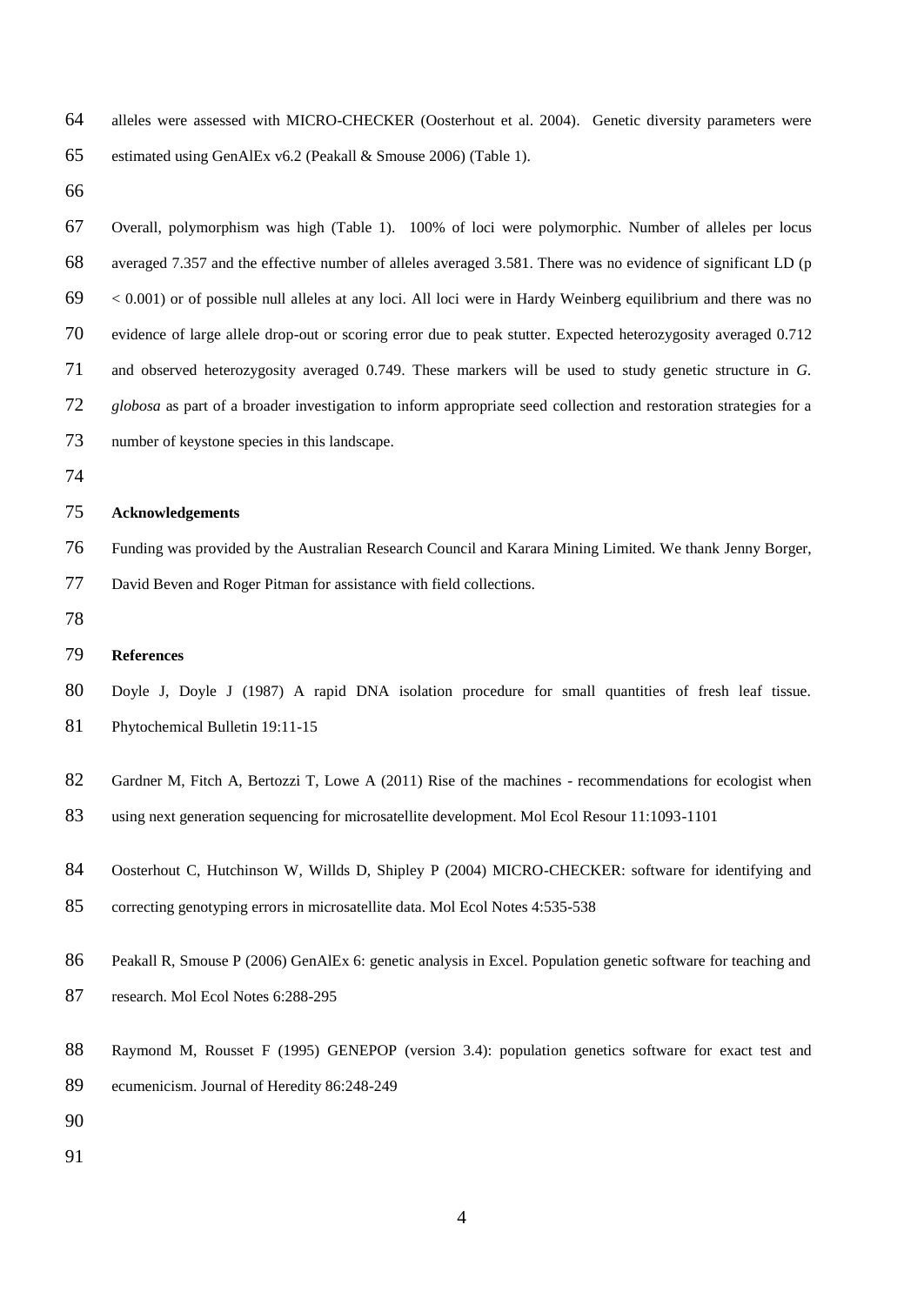alleles were assessed with MICRO-CHECKER (Oosterhout et al. 2004). Genetic diversity parameters were estimated using GenAlEx v6.2 (Peakall & Smouse 2006) (Table 1).

Overall, polymorphism was high (Table 1). 100% of loci were polymorphic. Number of alleles per locus averaged 7.357 and the effective number of alleles averaged 3.581. There was no evidence of significant LD ($p < 0.001$) or of possible null alleles at any loci. All loci were in Hardy Weinberg equilibrium and there was no evidence of large allele drop-out or scoring error due to peak stutter. Expected heterozygosity averaged 0.712 and observed heterozygosity averaged 0.749. These markers will be used to study genetic structure in *G. globosa* as part of a broader investigation to inform appropriate seed collection and restoration strategies for a number of keystone species in this landscape.

**Acknowledgements**

Funding was provided by the Australian Research Council and Karara Mining Limited. We thank Jenny Borger, David Beven and Roger Pitman for assistance with field collections.

**References**

Doyle J, Doyle J (1987) A rapid DNA isolation procedure for small quantities of fresh leaf tissue. Phytochemical Bulletin 19:11-15

Gardner M, Fitch A, Bertozzi T, Lowe A (2011) Rise of the machines - recommendations for ecologist when using next generation sequencing for microsatellite development. Mol Ecol Resour 11:1093-1101

Oosterhout C, Hutchinson W, Willds D, Shipley P (2004) MICRO-CHECKER: software for identifying and correcting genotyping errors in microsatellite data. Mol Ecol Notes 4:535-538

Peakall R, Smouse P (2006) GenAlEx 6: genetic analysis in Excel. Population genetic software for teaching and research. Mol Ecol Notes 6:288-295

Raymond M, Rousset F (1995) GENEPOP (version 3.4): population genetics software for exact test and ecumenicism. Journal of Heredity 86:248-249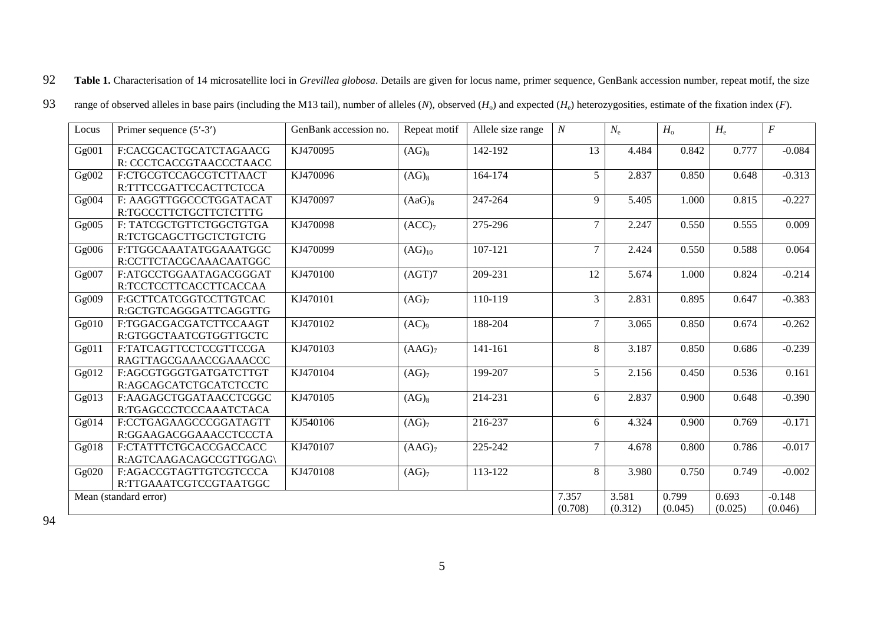**Table 1.** Characterisation of 14 microsatellite loci in *Grevillea globosa*. Details are given for locus name, primer sequence, GenBank accession number, repeat motif, the size range of observed alleles in base pairs (including the M13 tail), number of alleles ($N$), observed ($H_o$) and expected ($H_e$) heterozygosities, estimate of the fixation index ($F$).

| Locus | Primer sequence (5′-3′) | GenBank accession no. | Repeat motif | Allele size range | $N$ | $N_e$ | $H_o$ | $H_e$ | $F$ |
|---|---|---|---|---|---|---|---|---|---|
| Gg001 | F:CACGCACTGCATCTAGAACG R: CCCTCACCGTAACCCTAACC | KJ470095 | $(AG)_8$ | 142-192 | 13 | 4.484 | 0.842 | 0.777 | -0.084 |
| Gg002 | F:CTGCGTCCAGCGTCTTAACT R:TTTCCGATTCCACTTCTCCA | KJ470096 | $(AG)_8$ | 164-174 | 5 | 2.837 | 0.850 | 0.648 | -0.313 |
| Gg004 | F: AAGGTTGGCCCTGGATACAT R:TGCCCTTCTGCTTCTCTTTG | KJ470097 | $(AaG)_8$ | 247-264 | 9 | 5.405 | 1.000 | 0.815 | -0.227 |
| Gg005 | F: TATCGCTGTTCTGGCTGTGA R:TCTGCAGCTTGCTCTGTCTG | KJ470098 | $(ACC)_7$ | 275-296 | 7 | 2.247 | 0.550 | 0.555 | 0.009 |
| Gg006 | F:TTGGCAAATATGGAAATGGC R:CCTTCTACGCAAACAATGGC | KJ470099 | $(AG)_{10}$ | 107-121 | 7 | 2.424 | 0.550 | 0.588 | 0.064 |
| Gg007 | F:ATGCCTGGAATAGACGGGAT R:TCCTCCTTCACCTTCACCAA | KJ470100 | (AGT)7 | 209-231 | 12 | 5.674 | 1.000 | 0.824 | -0.214 |
| Gg009 | F:GCTTCATCGGTCCTTGTCAC R:GCTGTCAGGGATTCAGGTTG | KJ470101 | $(AG)_7$ | 110-119 | 3 | 2.831 | 0.895 | 0.647 | -0.383 |
| Gg010 | F:TGGACGACGATCTTCCAAGT R:GTGGCTAATCGTGGTTGCTC | KJ470102 | $(AC)_9$ | 188-204 | 7 | 3.065 | 0.850 | 0.674 | -0.262 |
| Gg011 | F:TATCAGTTCCTCCGTTCCGA RAGTTAGCGAAACCGAAACCC | KJ470103 | $(AAG)_7$ | 141-161 | 8 | 3.187 | 0.850 | 0.686 | -0.239 |
| Gg012 | F:AGCGTGGGTGATGATCTTGT R:AGCAGCATCTGCATCTCCTC | KJ470104 | $(AG)_7$ | 199-207 | 5 | 2.156 | 0.450 | 0.536 | 0.161 |
| Gg013 | F:AAGAGCTGGATAACCTCGGC R:TGAGCCCTCCCAAATCTACA | KJ470105 | $(AG)_8$ | 214-231 | 6 | 2.837 | 0.900 | 0.648 | -0.390 |
| Gg014 | F:CCTGAGAAGCCCGGATAGTT R:GGAAGACGGAAACCTCCCTA | KJ540106 | $(AG)_7$ | 216-237 | 6 | 4.324 | 0.900 | 0.769 | -0.171 |
| Gg018 | F:CTATTTCTGCACCGACCACC R:AGTCAAGACAGCCGTTGGAG\ | KJ470107 | $(AAG)_7$ | 225-242 | 7 | 4.678 | 0.800 | 0.786 | -0.017 |
| Gg020 | F:AGACCGTAGTTGTCGTCCCA R:TTGAAATCGTCCGTAATGGC | KJ470108 | $(AG)_7$ | 113-122 | 8 | 3.980 | 0.750 | 0.749 | -0.002 |
| Mean (standard error) | | | | | 7.357 (0.708) | 3.581 (0.312) | 0.799 (0.045) | 0.693 (0.025) | -0.148 (0.046) |